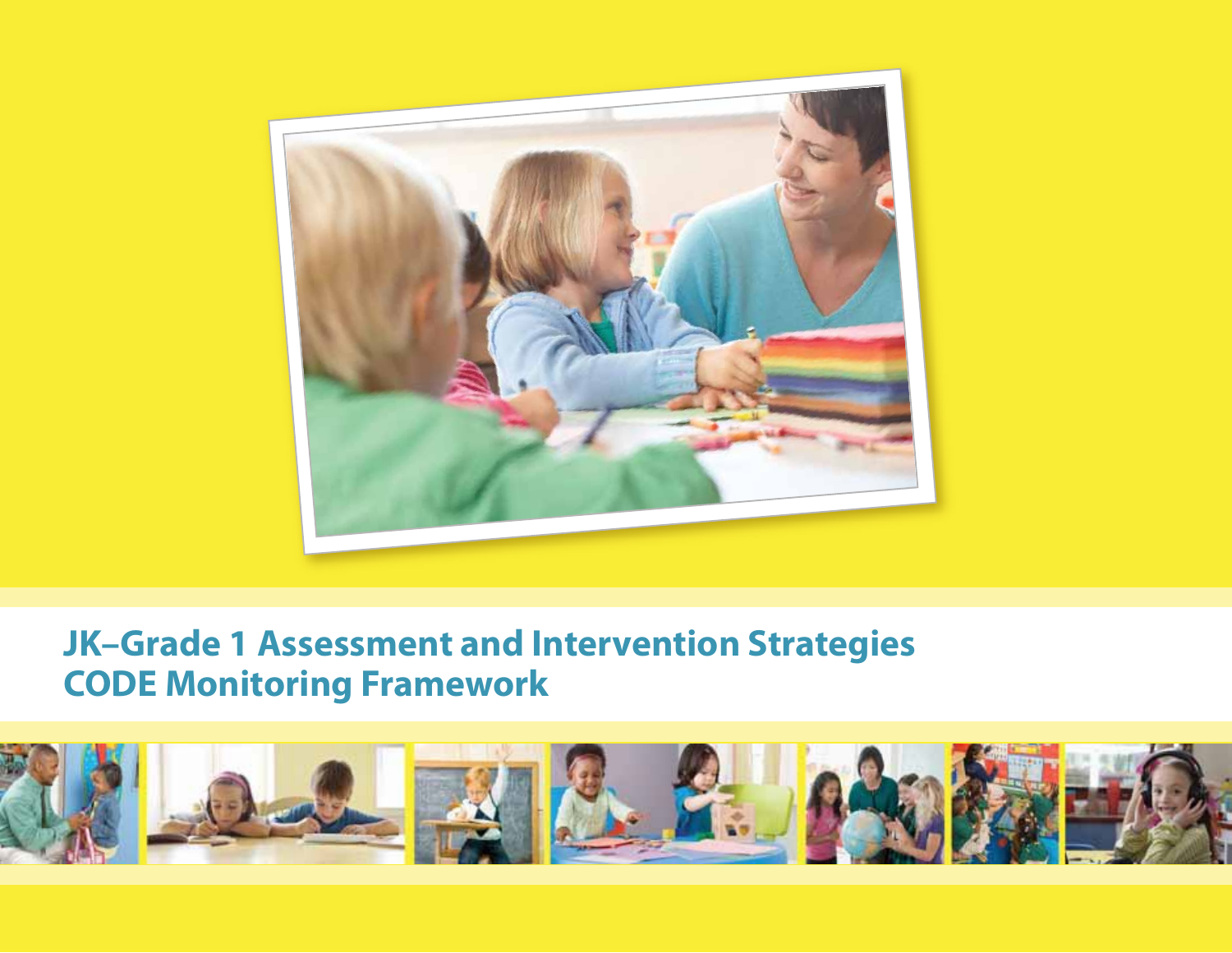# JK–Grade 1 Assessment and Intervention Strategies
# CODE Monitoring Framework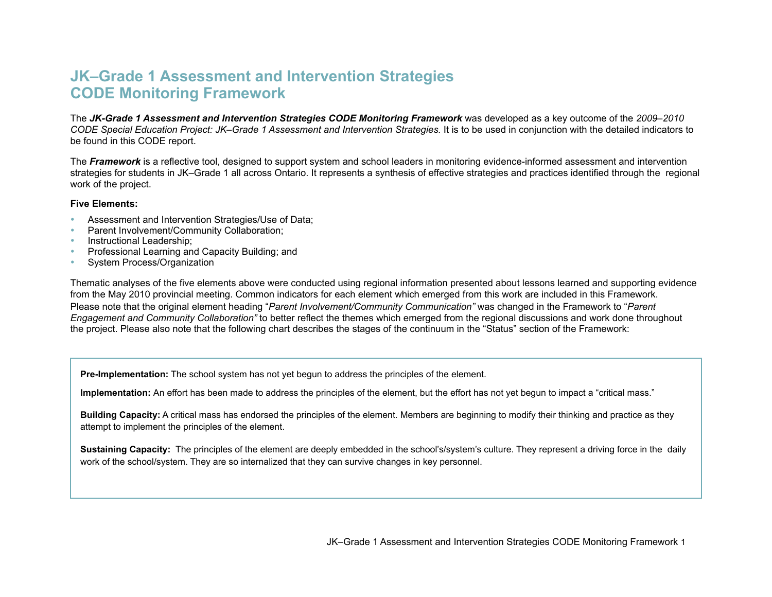# JK–Grade 1 Assessment and Intervention Strategies CODE Monitoring Framework

The ***JK-Grade 1 Assessment and Intervention Strategies CODE Monitoring Framework*** was developed as a key outcome of the *2009–2010 CODE Special Education Project: JK–Grade 1 Assessment and Intervention Strategies.* It is to be used in conjunction with the detailed indicators to be found in this CODE report.

The ***Framework*** is a reflective tool, designed to support system and school leaders in monitoring evidence-informed assessment and intervention strategies for students in JK–Grade 1 all across Ontario. It represents a synthesis of effective strategies and practices identified through the regional work of the project.

**Five Elements:**

- Assessment and Intervention Strategies/Use of Data;
- Parent Involvement/Community Collaboration;
- Instructional Leadership;
- Professional Learning and Capacity Building; and
- System Process/Organization

Thematic analyses of the five elements above were conducted using regional information presented about lessons learned and supporting evidence from the May 2010 provincial meeting. Common indicators for each element which emerged from this work are included in this Framework. Please note that the original element heading "*Parent Involvement/Community Communication"* was changed in the Framework to "*Parent Engagement and Community Collaboration"* to better reflect the themes which emerged from the regional discussions and work done throughout the project. Please also note that the following chart describes the stages of the continuum in the "Status" section of the Framework:

**Pre-Implementation:** The school system has not yet begun to address the principles of the element.

**Implementation:** An effort has been made to address the principles of the element, but the effort has not yet begun to impact a "critical mass."

**Building Capacity:** A critical mass has endorsed the principles of the element. Members are beginning to modify their thinking and practice as they attempt to implement the principles of the element.

**Sustaining Capacity:** The principles of the element are deeply embedded in the school's/system's culture. They represent a driving force in the daily work of the school/system. They are so internalized that they can survive changes in key personnel.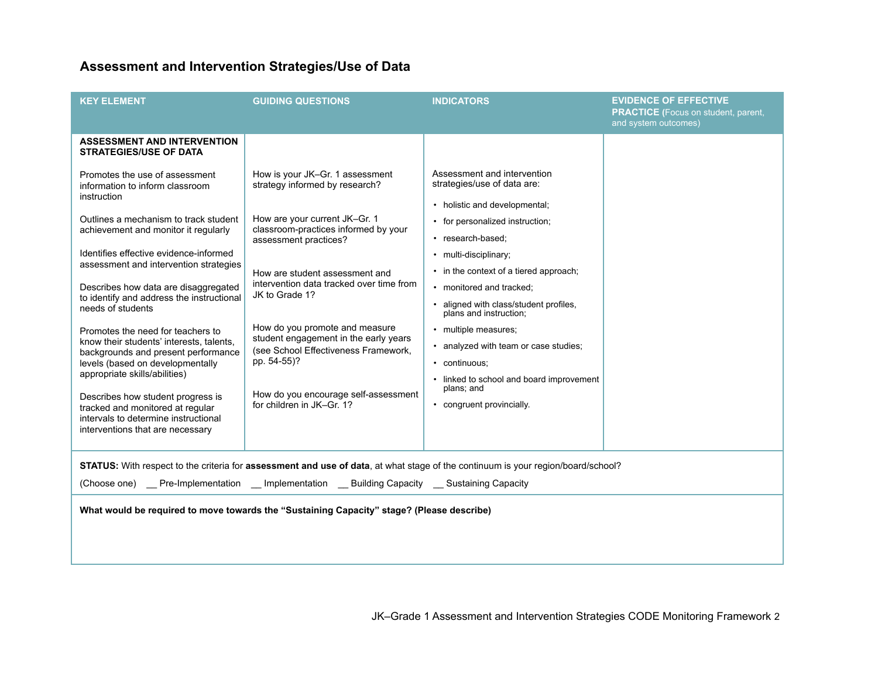## Assessment and Intervention Strategies/Use of Data

| KEY ELEMENT | GUIDING QUESTIONS | INDICATORS | EVIDENCE OF EFFECTIVE PRACTICE (Focus on student, parent, and system outcomes) |
|---|---|---|---|
| **ASSESSMENT AND INTERVENTION STRATEGIES/USE OF DATA**<br><br>Promotes the use of assessment information to inform classroom instruction<br><br>Outlines a mechanism to track student achievement and monitor it regularly<br><br>Identifies effective evidence-informed assessment and intervention strategies<br><br>Describes how data are disaggregated to identify and address the instructional needs of students<br><br>Promotes the need for teachers to know their students' interests, talents, backgrounds and present performance levels (based on developmentally appropriate skills/abilities)<br><br>Describes how student progress is tracked and monitored at regular intervals to determine instructional interventions that are necessary | How is your JK–Gr. 1 assessment strategy informed by research?<br><br>How are your current JK–Gr. 1 classroom-practices informed by your assessment practices?<br><br>How are student assessment and intervention data tracked over time from JK to Grade 1?<br><br>How do you promote and measure student engagement in the early years (see School Effectiveness Framework, pp. 54-55)?<br><br>How do you encourage self-assessment for children in JK–Gr. 1? | Assessment and intervention strategies/use of data are:<br><br>• holistic and developmental;<br>• for personalized instruction;<br>• research-based;<br>• multi-disciplinary;<br>• in the context of a tiered approach;<br>• monitored and tracked;<br>• aligned with class/student profiles, plans and instruction;<br>• multiple measures;<br>• analyzed with team or case studies;<br>• continuous;<br>• linked to school and board improvement plans; and<br>• congruent provincially. | |

**STATUS:** With respect to the criteria for **assessment and use of data**, at what stage of the continuum is your region/board/school?

(Choose one) __ Pre-Implementation __ Implementation __ Building Capacity __ Sustaining Capacity

**What would be required to move towards the "Sustaining Capacity" stage? (Please describe)**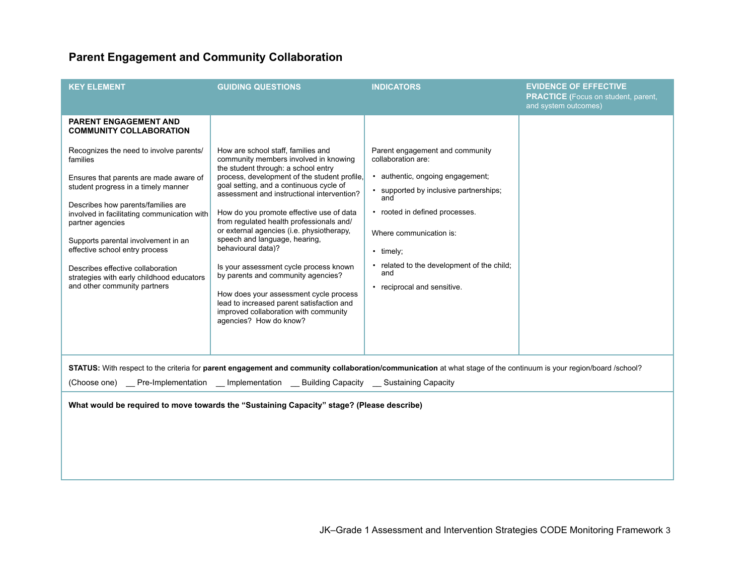## Parent Engagement and Community Collaboration

| KEY ELEMENT | GUIDING QUESTIONS | INDICATORS | EVIDENCE OF EFFECTIVE PRACTICE (Focus on student, parent, and system outcomes) |
|---|---|---|---|
| **PARENT ENGAGEMENT AND COMMUNITY COLLABORATION**<br><br>Recognizes the need to involve parents/ families<br><br>Ensures that parents are made aware of student progress in a timely manner<br><br>Describes how parents/families are involved in facilitating communication with partner agencies<br><br>Supports parental involvement in an effective school entry process<br><br>Describes effective collaboration strategies with early childhood educators and other community partners | How are school staff, families and community members involved in knowing the student through: a school entry process, development of the student profile, goal setting, and a continuous cycle of assessment and instructional intervention?<br><br>How do you promote effective use of data from regulated health professionals and/ or external agencies (i.e. physiotherapy, speech and language, hearing, behavioural data)?<br><br>Is your assessment cycle process known by parents and community agencies?<br><br>How does your assessment cycle process lead to increased parent satisfaction and improved collaboration with community agencies? How do know? | Parent engagement and community collaboration are:<br><br>• authentic, ongoing engagement;<br>• supported by inclusive partnerships; and<br>• rooted in defined processes.<br><br>Where communication is:<br><br>• timely;<br>• related to the development of the child; and<br>• reciprocal and sensitive. | |

**STATUS:** With respect to the criteria for **parent engagement and community collaboration/communication** at what stage of the continuum is your region/board /school?

(Choose one) __ Pre-Implementation __ Implementation __ Building Capacity __ Sustaining Capacity

**What would be required to move towards the “Sustaining Capacity” stage? (Please describe)**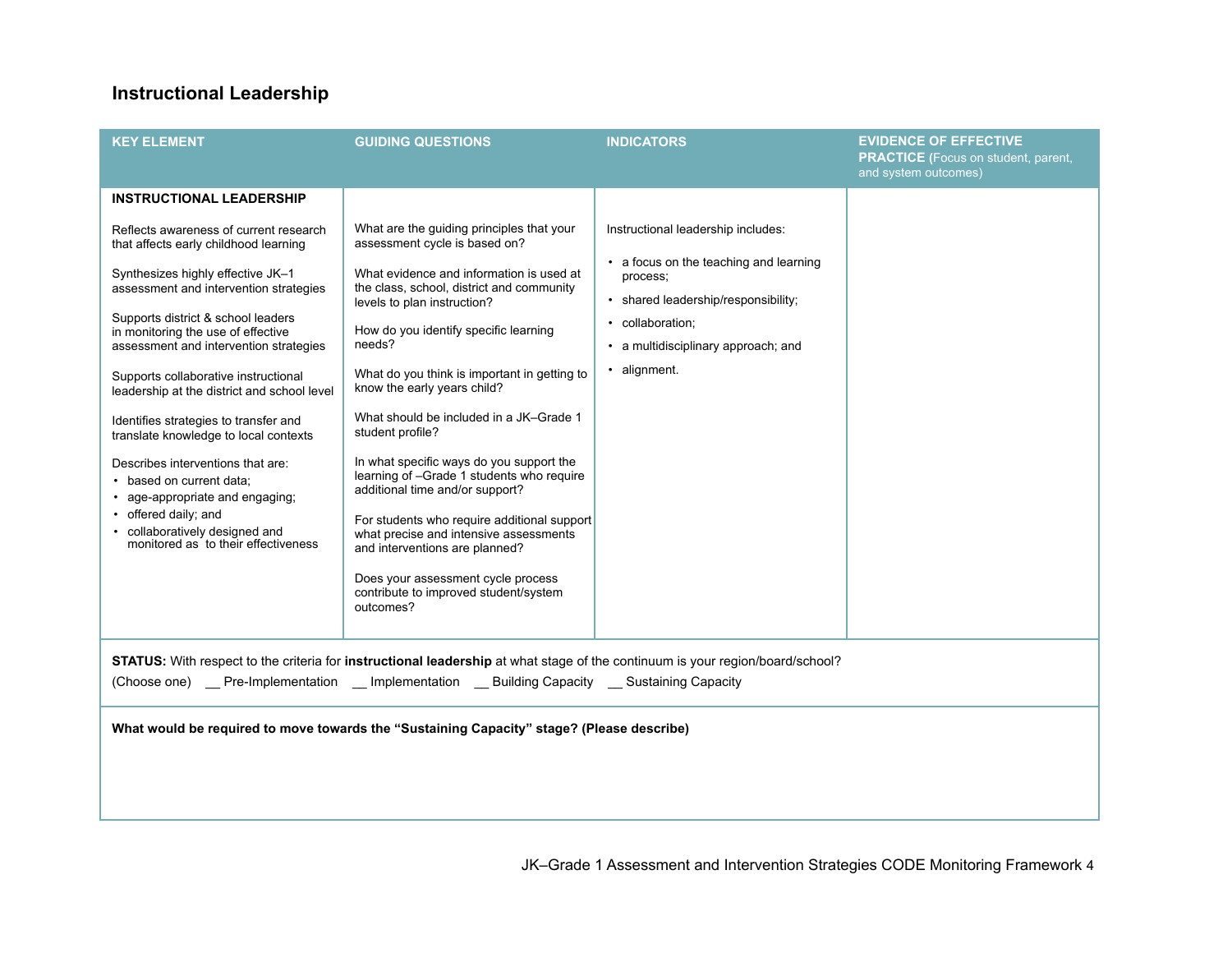# Instructional Leadership

| KEY ELEMENT | GUIDING QUESTIONS | INDICATORS | EVIDENCE OF EFFECTIVE PRACTICE (Focus on student, parent, and system outcomes) |
|---|---|---|---|
| **INSTRUCTIONAL LEADERSHIP**<br><br>Reflects awareness of current research that affects early childhood learning<br><br>Synthesizes highly effective JK–1 assessment and intervention strategies<br><br>Supports district & school leaders in monitoring the use of effective assessment and intervention strategies<br><br>Supports collaborative instructional leadership at the district and school level<br><br>Identifies strategies to transfer and translate knowledge to local contexts<br><br>Describes interventions that are:<br>• based on current data;<br>• age-appropriate and engaging;<br>• offered daily; and<br>• collaboratively designed and monitored as to their effectiveness | What are the guiding principles that your assessment cycle is based on?<br><br>What evidence and information is used at the class, school, district and community levels to plan instruction?<br><br>How do you identify specific learning needs?<br><br>What do you think is important in getting to know the early years child?<br><br>What should be included in a JK–Grade 1 student profile?<br><br>In what specific ways do you support the learning of –Grade 1 students who require additional time and/or support?<br><br>For students who require additional support what precise and intensive assessments and interventions are planned?<br><br>Does your assessment cycle process contribute to improved student/system outcomes? | Instructional leadership includes:<br><br>• a focus on the teaching and learning process;<br>• shared leadership/responsibility;<br>• collaboration;<br>• a multidisciplinary approach; and<br>• alignment. | |

**STATUS:** With respect to the criteria for **instructional leadership** at what stage of the continuum is your region/board/school?

(Choose one) __ Pre-Implementation __ Implementation __ Building Capacity __ Sustaining Capacity

**What would be required to move towards the "Sustaining Capacity" stage? (Please describe)**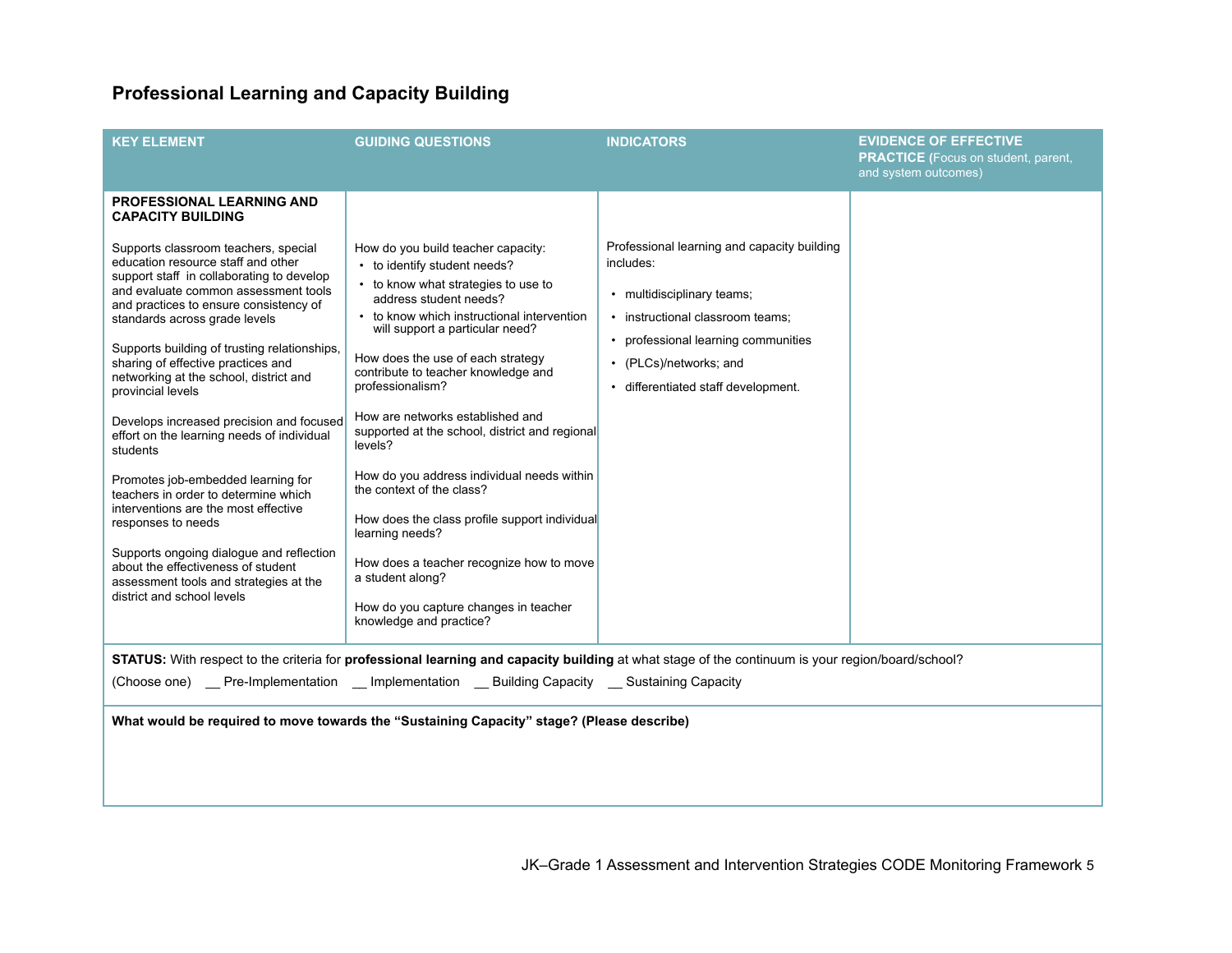## Professional Learning and Capacity Building

| KEY ELEMENT | GUIDING QUESTIONS | INDICATORS | EVIDENCE OF EFFECTIVE PRACTICE (Focus on student, parent, and system outcomes) |
|---|---|---|---|
| **PROFESSIONAL LEARNING AND CAPACITY BUILDING**<br><br>Supports classroom teachers, special education resource staff and other support staff in collaborating to develop and evaluate common assessment tools and practices to ensure consistency of standards across grade levels<br><br>Supports building of trusting relationships, sharing of effective practices and networking at the school, district and provincial levels<br><br>Develops increased precision and focused effort on the learning needs of individual students<br><br>Promotes job-embedded learning for teachers in order to determine which interventions are the most effective responses to needs<br><br>Supports ongoing dialogue and reflection about the effectiveness of student assessment tools and strategies at the district and school levels | How do you build teacher capacity:<br>• to identify student needs?<br>• to know what strategies to use to address student needs?<br>• to know which instructional intervention will support a particular need?<br><br>How does the use of each strategy contribute to teacher knowledge and professionalism?<br><br>How are networks established and supported at the school, district and regional levels?<br><br>How do you address individual needs within the context of the class?<br><br>How does the class profile support individual learning needs?<br><br>How does a teacher recognize how to move a student along?<br><br>How do you capture changes in teacher knowledge and practice? | Professional learning and capacity building includes:<br><br>• multidisciplinary teams;<br>• instructional classroom teams;<br>• professional learning communities<br>• (PLCs)/networks; and<br>• differentiated staff development. | |

**STATUS:** With respect to the criteria for **professional learning and capacity building** at what stage of the continuum is your region/board/school?

(Choose one) __ Pre-Implementation __ Implementation __ Building Capacity __ Sustaining Capacity

**What would be required to move towards the "Sustaining Capacity" stage? (Please describe)**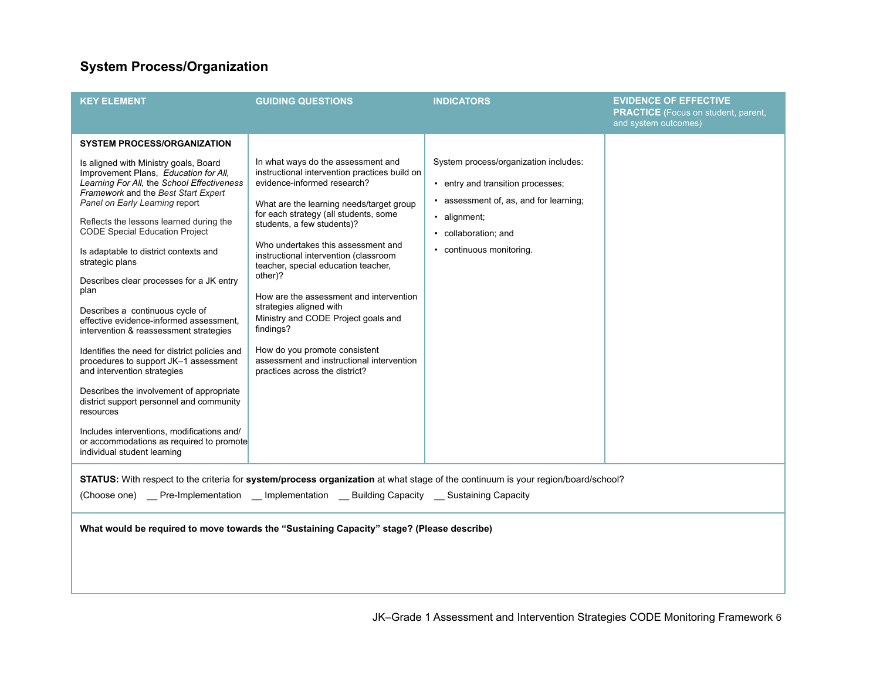## System Process/Organization

| KEY ELEMENT | GUIDING QUESTIONS | INDICATORS | EVIDENCE OF EFFECTIVE PRACTICE (Focus on student, parent, and system outcomes) |
|---|---|---|---|
| **SYSTEM PROCESS/ORGANIZATION**<br><br>Is aligned with Ministry goals, Board Improvement Plans, *Education for All, Learning For All,* the *School Effectiveness Framework* and the *Best Start Expert Panel on Early Learning* report<br><br>Reflects the lessons learned during the CODE Special Education Project<br><br>Is adaptable to district contexts and strategic plans<br><br>Describes clear processes for a JK entry plan<br><br>Describes a continuous cycle of effective evidence-informed assessment, intervention & reassessment strategies<br><br>Identifies the need for district policies and procedures to support JK–1 assessment and intervention strategies<br><br>Describes the involvement of appropriate district support personnel and community resources<br><br>Includes interventions, modifications and/or accommodations as required to promote individual student learning | In what ways do the assessment and instructional intervention practices build on evidence-informed research?<br><br>What are the learning needs/target group for each strategy (all students, some students, a few students)?<br><br>Who undertakes this assessment and instructional intervention (classroom teacher, special education teacher, other)?<br><br>How are the assessment and intervention strategies aligned with Ministry and CODE Project goals and findings?<br><br>How do you promote consistent assessment and instructional intervention practices across the district? | System process/organization includes:<br><br>• entry and transition processes;<br>• assessment of, as, and for learning;<br>• alignment;<br>• collaboration; and<br>• continuous monitoring. | |

**STATUS:** With respect to the criteria for **system/process organization** at what stage of the continuum is your region/board/school?

(Choose one) __ Pre-Implementation __ Implementation __ Building Capacity __ Sustaining Capacity

**What would be required to move towards the "Sustaining Capacity" stage? (Please describe)**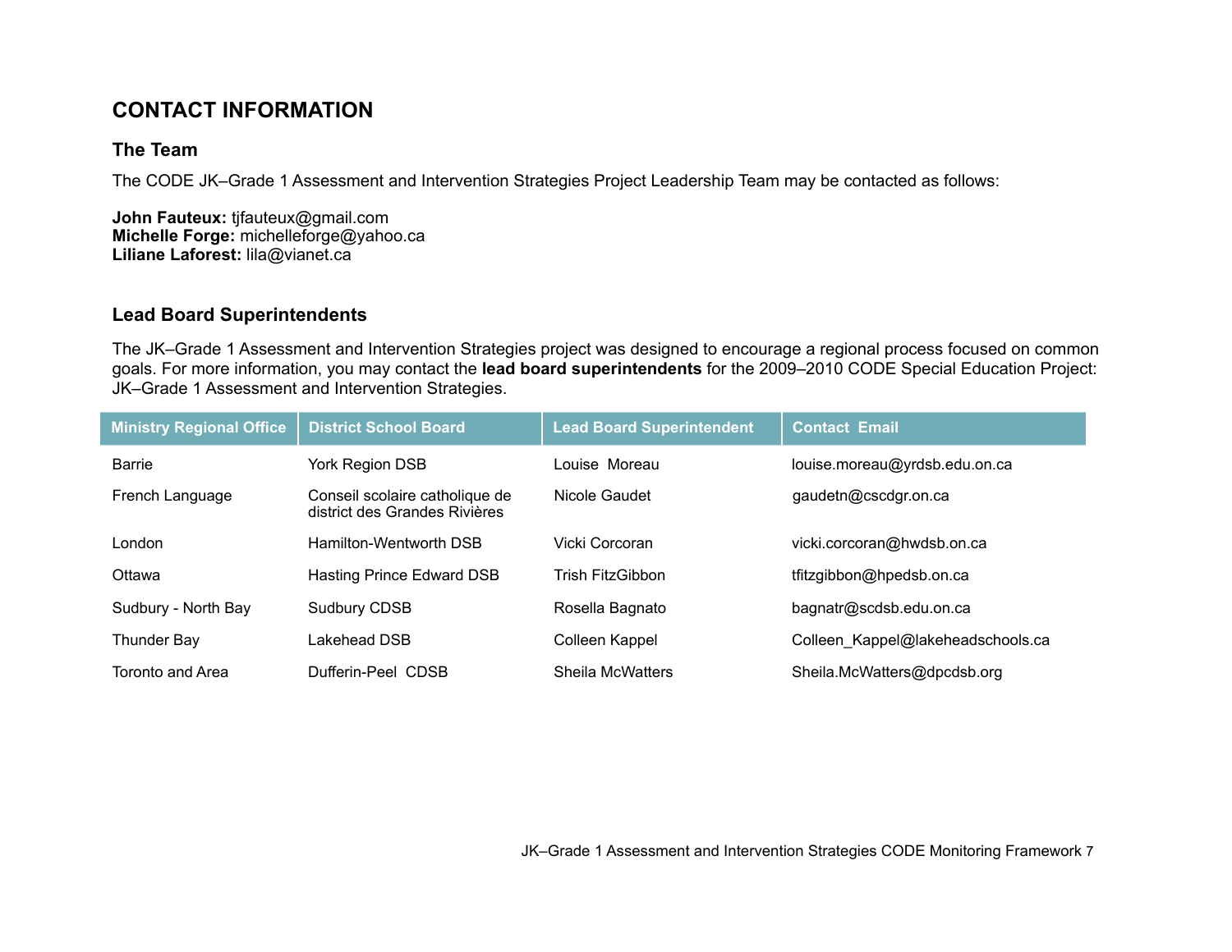# CONTACT INFORMATION

## The Team

The CODE JK–Grade 1 Assessment and Intervention Strategies Project Leadership Team may be contacted as follows:

**John Fauteux:** tjfauteux@gmail.com
**Michelle Forge:** michelleforge@yahoo.ca
**Liliane Laforest:** lila@vianet.ca

## Lead Board Superintendents

The JK–Grade 1 Assessment and Intervention Strategies project was designed to encourage a regional process focused on common goals. For more information, you may contact the **lead board superintendents** for the 2009–2010 CODE Special Education Project: JK–Grade 1 Assessment and Intervention Strategies.

| Ministry Regional Office | District School Board | Lead Board Superintendent | Contact Email |
|---|---|---|---|
| Barrie | York Region DSB | Louise Moreau | louise.moreau@yrdsb.edu.on.ca |
| French Language | Conseil scolaire catholique de district des Grandes Rivières | Nicole Gaudet | gaudetn@cscdgr.on.ca |
| London | Hamilton-Wentworth DSB | Vicki Corcoran | vicki.corcoran@hwdsb.on.ca |
| Ottawa | Hasting Prince Edward DSB | Trish FitzGibbon | tfitzgibbon@hpedsb.on.ca |
| Sudbury - North Bay | Sudbury CDSB | Rosella Bagnato | bagnatr@scdsb.edu.on.ca |
| Thunder Bay | Lakehead DSB | Colleen Kappel | Colleen_Kappel@lakeheadschools.ca |
| Toronto and Area | Dufferin-Peel CDSB | Sheila McWatters | Sheila.McWatters@dpcdsb.org |